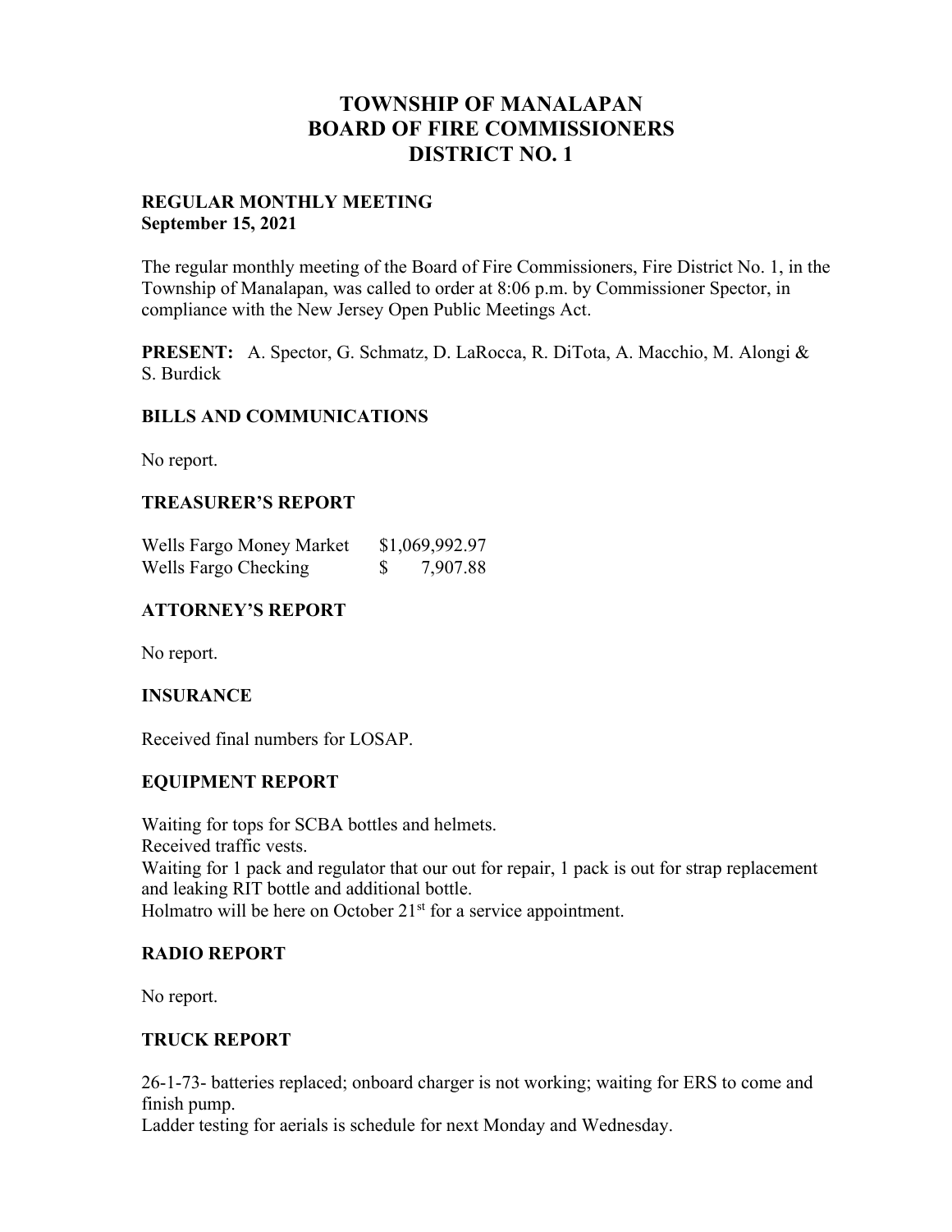# TOWNSHIP OF MANALAPAN
# BOARD OF FIRE COMMISSIONERS
# DISTRICT NO. 1

**REGULAR MONTHLY MEETING**
**September 15, 2021**

The regular monthly meeting of the Board of Fire Commissioners, Fire District No. 1, in the Township of Manalapan, was called to order at 8:06 p.m. by Commissioner Spector, in compliance with the New Jersey Open Public Meetings Act.

**PRESENT:** A. Spector, G. Schmatz, D. LaRocca, R. DiTota, A. Macchio, M. Alongi & S. Burdick

## BILLS AND COMMUNICATIONS

No report.

## TREASURER'S REPORT

| | |
|---|---|
| Wells Fargo Money Market | $1,069,992.97 |
| Wells Fargo Checking | $ 7,907.88 |

## ATTORNEY'S REPORT

No report.

## INSURANCE

Received final numbers for LOSAP.

## EQUIPMENT REPORT

Waiting for tops for SCBA bottles and helmets.
Received traffic vests.
Waiting for 1 pack and regulator that our out for repair, 1 pack is out for strap replacement and leaking RIT bottle and additional bottle.
Holmatro will be here on October 21st for a service appointment.

## RADIO REPORT

No report.

## TRUCK REPORT

26-1-73- batteries replaced; onboard charger is not working; waiting for ERS to come and finish pump.
Ladder testing for aerials is schedule for next Monday and Wednesday.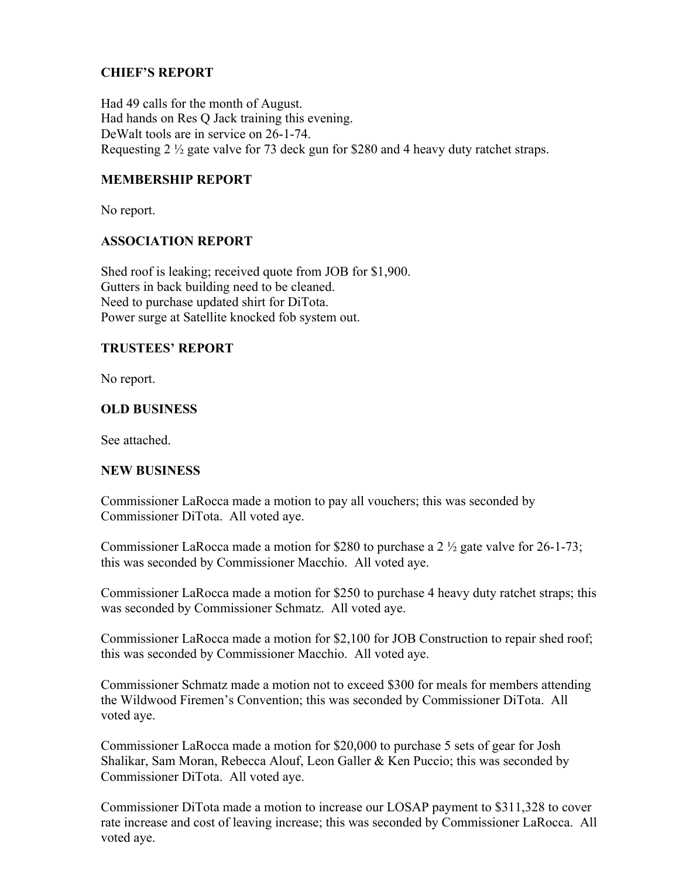### CHIEF'S REPORT

Had 49 calls for the month of August.
Had hands on Res Q Jack training this evening.
DeWalt tools are in service on 26-1-74.
Requesting 2 ½ gate valve for 73 deck gun for $280 and 4 heavy duty ratchet straps.

### MEMBERSHIP REPORT

No report.

### ASSOCIATION REPORT

Shed roof is leaking; received quote from JOB for $1,900.
Gutters in back building need to be cleaned.
Need to purchase updated shirt for DiTota.
Power surge at Satellite knocked fob system out.

### TRUSTEES' REPORT

No report.

### OLD BUSINESS

See attached.

### NEW BUSINESS

Commissioner LaRocca made a motion to pay all vouchers; this was seconded by Commissioner DiTota. All voted aye.

Commissioner LaRocca made a motion for $280 to purchase a 2 ½ gate valve for 26-1-73; this was seconded by Commissioner Macchio. All voted aye.

Commissioner LaRocca made a motion for $250 to purchase 4 heavy duty ratchet straps; this was seconded by Commissioner Schmatz. All voted aye.

Commissioner LaRocca made a motion for $2,100 for JOB Construction to repair shed roof; this was seconded by Commissioner Macchio. All voted aye.

Commissioner Schmatz made a motion not to exceed $300 for meals for members attending the Wildwood Firemen's Convention; this was seconded by Commissioner DiTota. All voted aye.

Commissioner LaRocca made a motion for $20,000 to purchase 5 sets of gear for Josh Shalikar, Sam Moran, Rebecca Alouf, Leon Galler & Ken Puccio; this was seconded by Commissioner DiTota. All voted aye.

Commissioner DiTota made a motion to increase our LOSAP payment to $311,328 to cover rate increase and cost of leaving increase; this was seconded by Commissioner LaRocca. All voted aye.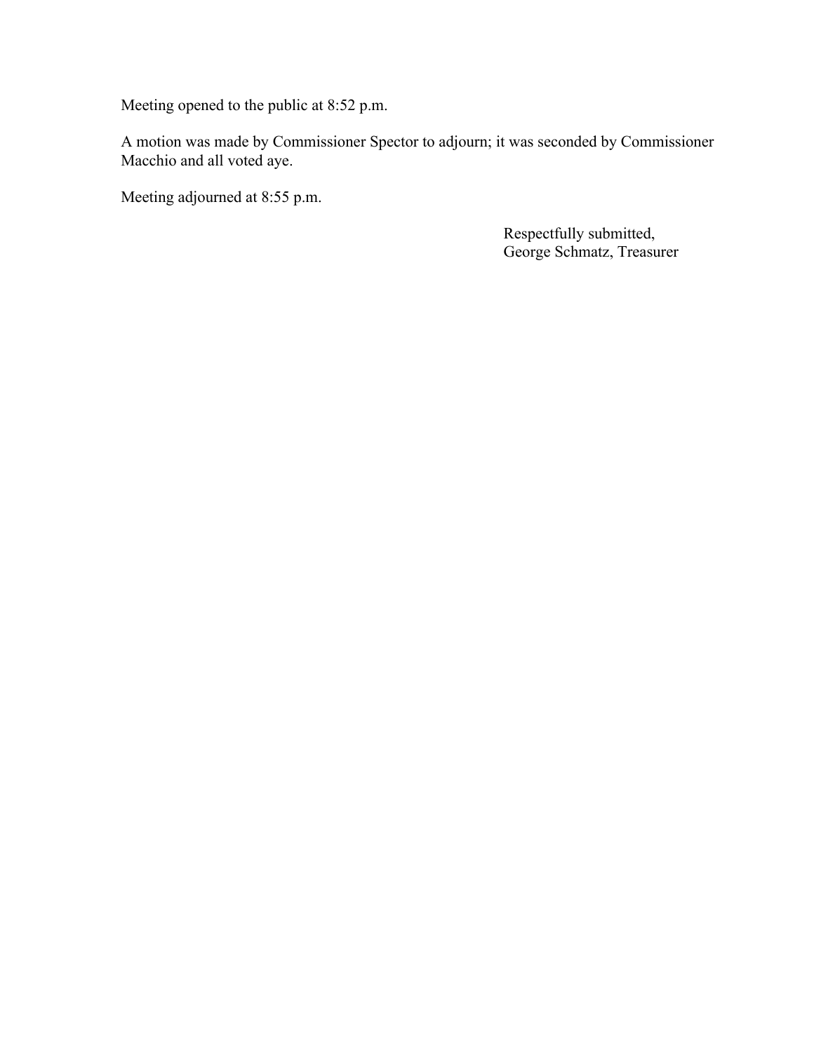Meeting opened to the public at 8:52 p.m.

A motion was made by Commissioner Spector to adjourn; it was seconded by Commissioner Macchio and all voted aye.

Meeting adjourned at 8:55 p.m.

Respectfully submitted,
George Schmatz, Treasurer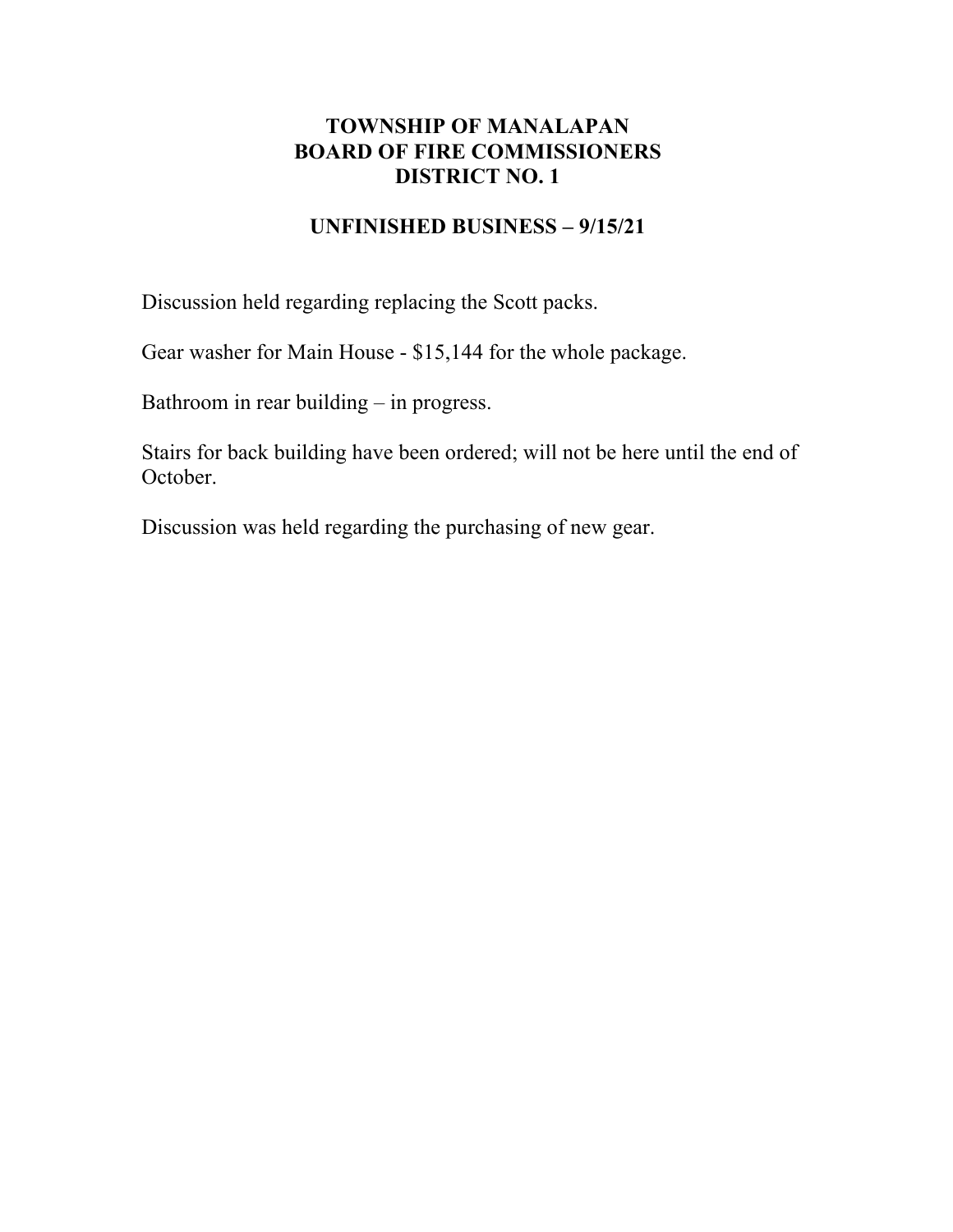# TOWNSHIP OF MANALAPAN
# BOARD OF FIRE COMMISSIONERS
# DISTRICT NO. 1

## UNFINISHED BUSINESS – 9/15/21

Discussion held regarding replacing the Scott packs.

Gear washer for Main House - $15,144 for the whole package.

Bathroom in rear building – in progress.

Stairs for back building have been ordered; will not be here until the end of October.

Discussion was held regarding the purchasing of new gear.